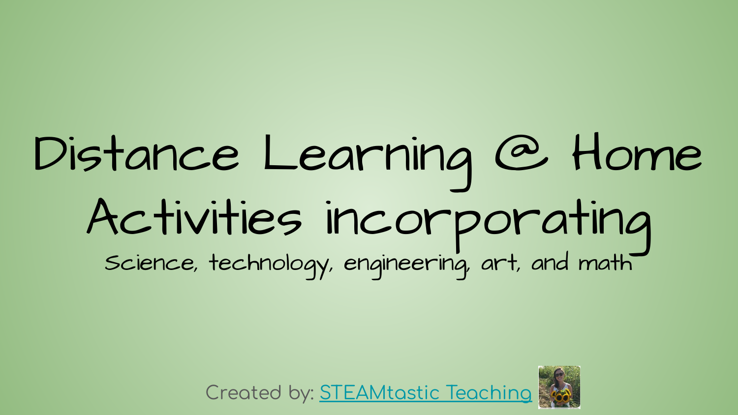# Distance Learning @ Home
# Activities incorporating

Science, technology, engineering, art, and math

Created by: STEAMtastic Teaching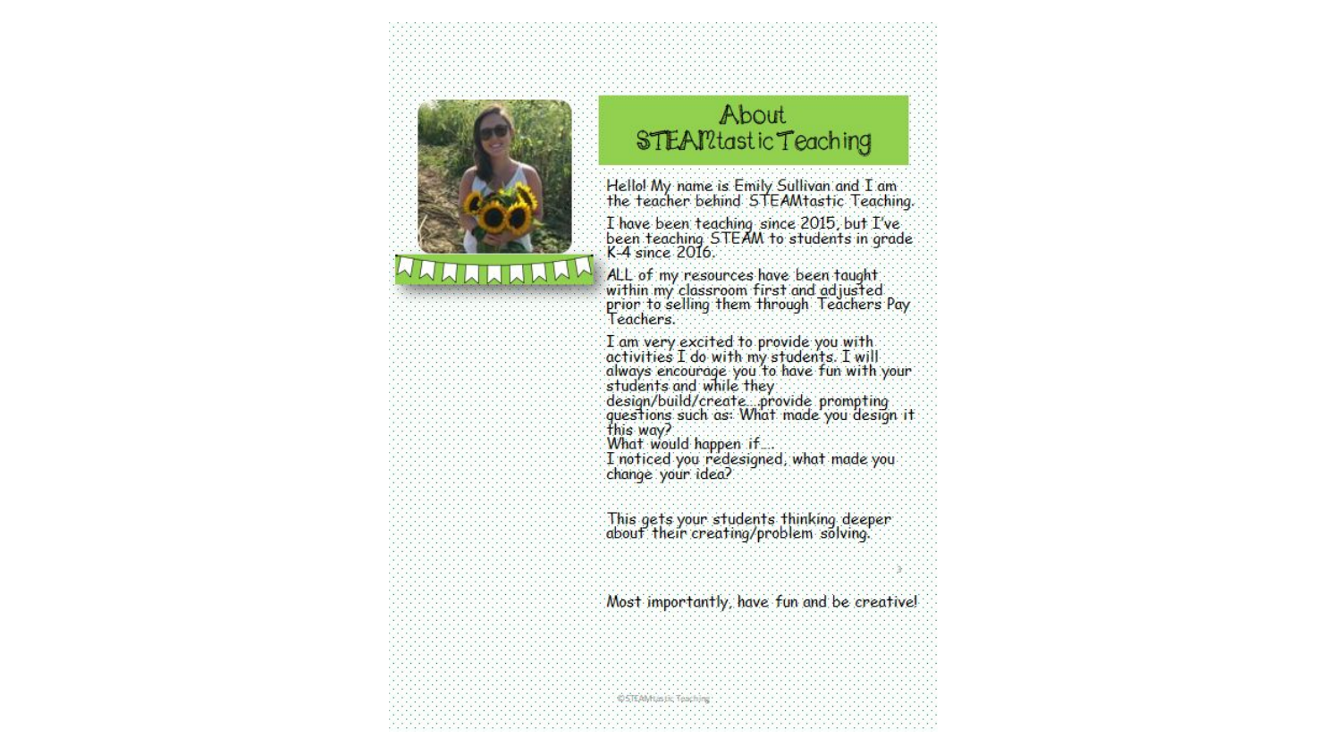# About STEAMtastic Teaching

Hello! My name is Emily Sullivan and I am the teacher behind STEAMtastic Teaching.

I have been teaching since 2015, but I've been teaching STEAM to students in grade K-4 since 2016.

ALL of my resources have been taught within my classroom first and adjusted prior to selling them through Teachers Pay Teachers.

I am very excited to provide you with activities I do with my students. I will always encourage you to have fun with your students and while they design/build/create....provide prompting questions such as: What made you design it this way?
What would happen if....
I noticed you redesigned, what made you change your idea?

This gets your students thinking deeper about their creating/problem solving.

Most importantly, have fun and be creative!

©STEAMtastic Teaching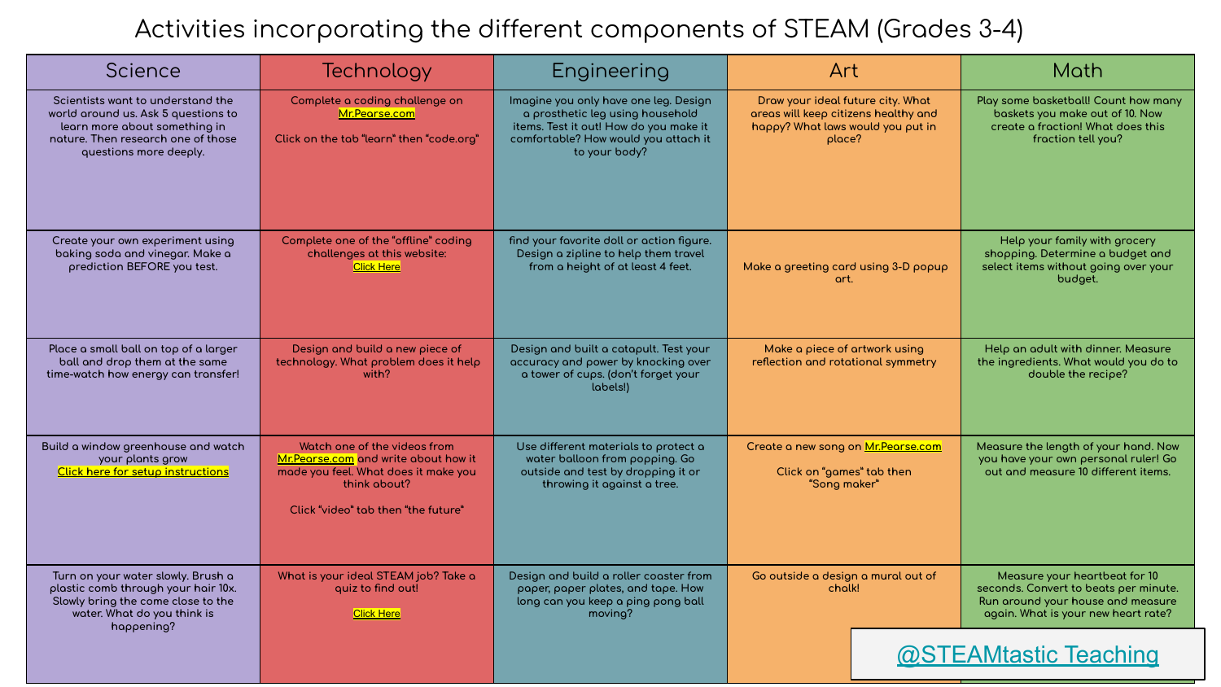# Activities incorporating the different components of STEAM (Grades 3-4)

| Science | Technology | Engineering | Art | Math |
|---|---|---|---|---|
| Scientists want to understand the world around us. Ask 5 questions to learn more about something in nature. Then research one of those questions more deeply. | Complete a coding challenge on Mr.Pearse.com<br><br>Click on the tab "learn" then "code.org" | Imagine you only have one leg. Design a prosthetic leg using household items. Test it out! How do you make it comfortable? How would you attach it to your body? | Draw your ideal future city. What areas will keep citizens healthy and happy? What laws would you put in place? | Play some basketball! Count how many baskets you make out of 10. Now create a fraction! What does this fraction tell you? |
| Create your own experiment using baking soda and vinegar. Make a prediction BEFORE you test. | Complete one of the "offline" coding challenges at this website:<br>Click Here | find your favorite doll or action figure. Design a zipline to help them travel from a height of at least 4 feet. | Make a greeting card using 3-D popup art. | Help your family with grocery shopping. Determine a budget and select items without going over your budget. |
| Place a small ball on top of a larger ball and drop them at the same time-watch how energy can transfer! | Design and build a new piece of technology. What problem does it help with? | Design and built a catapult. Test your accuracy and power by knocking over a tower of cups. (don't forget your labels!) | Make a piece of artwork using reflection and rotational symmetry | Help an adult with dinner. Measure the ingredients. What would you do to double the recipe? |
| Build a window greenhouse and watch your plants grow<br>Click here for setup instructions | Watch one of the videos from Mr.Pearse.com and write about how it made you feel. What does it make you think about?<br><br>Click "video" tab then "the future" | Use different materials to protect a water balloon from popping. Go outside and test by dropping it or throwing it against a tree. | Create a new song on Mr.Pearse.com<br><br>Click on "games" tab then "Song maker" | Measure the length of your hand. Now you have your own personal ruler! Go out and measure 10 different items. |
| Turn on your water slowly. Brush a plastic comb through your hair 10x. Slowly bring the come close to the water. What do you think is happening? | What is your ideal STEAM job? Take a quiz to find out!<br><br>Click Here | Design and build a roller coaster from paper, paper plates, and tape. How long can you keep a ping pong ball moving? | Go outside a design a mural out of chalk! | Measure your heartbeat for 10 seconds. Convert to beats per minute. Run around your house and measure again. What is your new heart rate? |

@STEAMtastic Teaching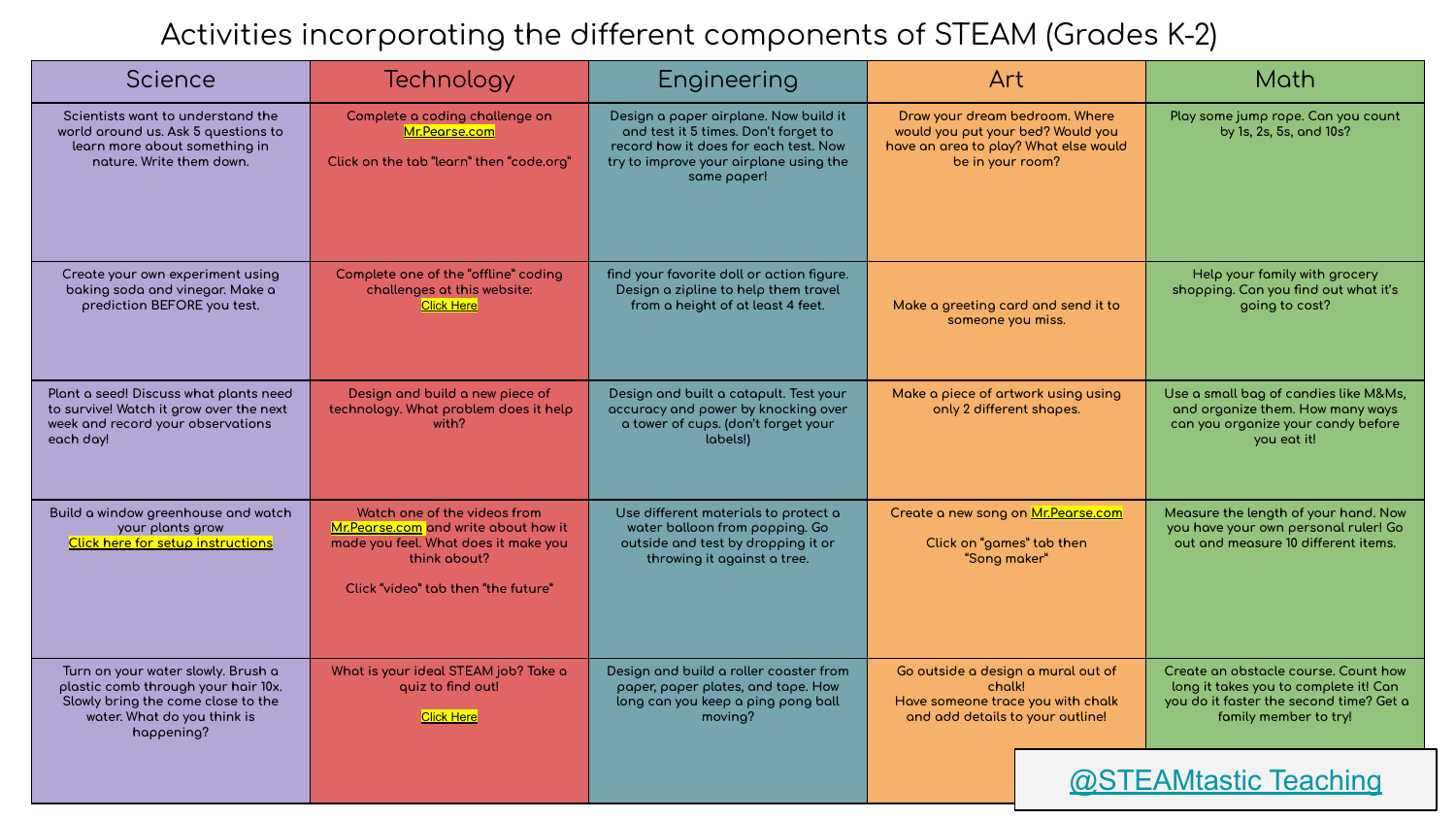# Activities incorporating the different components of STEAM (Grades K-2)

| Science | Technology | Engineering | Art | Math |
|---|---|---|---|---|
| Scientists want to understand the world around us. Ask 5 questions to learn more about something in nature. Write them down. | Complete a coding challenge on Mr.Pearse.com<br><br>Click on the tab "learn" then "code.org" | Design a paper airplane. Now build it and test it 5 times. Don't forget to record how it does for each test. Now try to improve your airplane using the same paper! | Draw your dream bedroom. Where would you put your bed? Would you have an area to play? What else would be in your room? | Play some jump rope. Can you count by 1s, 2s, 5s, and 10s? |
| Create your own experiment using baking soda and vinegar. Make a prediction BEFORE you test. | Complete one of the "offline" coding challenges at this website: Click Here | find your favorite doll or action figure. Design a zipline to help them travel from a height of at least 4 feet. | Make a greeting card and send it to someone you miss. | Help your family with grocery shopping. Can you find out what it's going to cost? |
| Plant a seed! Discuss what plants need to survive! Watch it grow over the next week and record your observations each day! | Design and build a new piece of technology. What problem does it help with? | Design and built a catapult. Test your accuracy and power by knocking over a tower of cups. (don't forget your labels!) | Make a piece of artwork using using only 2 different shapes. | Use a small bag of candies like M&Ms, and organize them. How many ways can you organize your candy before you eat it! |
| Build a window greenhouse and watch your plants grow<br>Click here for setup instructions | Watch one of the videos from Mr.Pearse.com and write about how it made you feel. What does it make you think about?<br><br>Click "video" tab then "the future" | Use different materials to protect a water balloon from popping. Go outside and test by dropping it or throwing it against a tree. | Create a new song on Mr.Pearse.com<br><br>Click on "games" tab then "Song maker" | Measure the length of your hand. Now you have your own personal ruler! Go out and measure 10 different items. |
| Turn on your water slowly. Brush a plastic comb through your hair 10x. Slowly bring the come close to the water. What do you think is happening? | What is your ideal STEAM job? Take a quiz to find out!<br><br>Click Here | Design and build a roller coaster from paper, paper plates, and tape. How long can you keep a ping pong ball moving? | Go outside a design a mural out of chalk!<br>Have someone trace you with chalk and add details to your outline! | Create an obstacle course. Count how long it takes you to complete it! Can you do it faster the second time? Get a family member to try! |

@STEAMtastic Teaching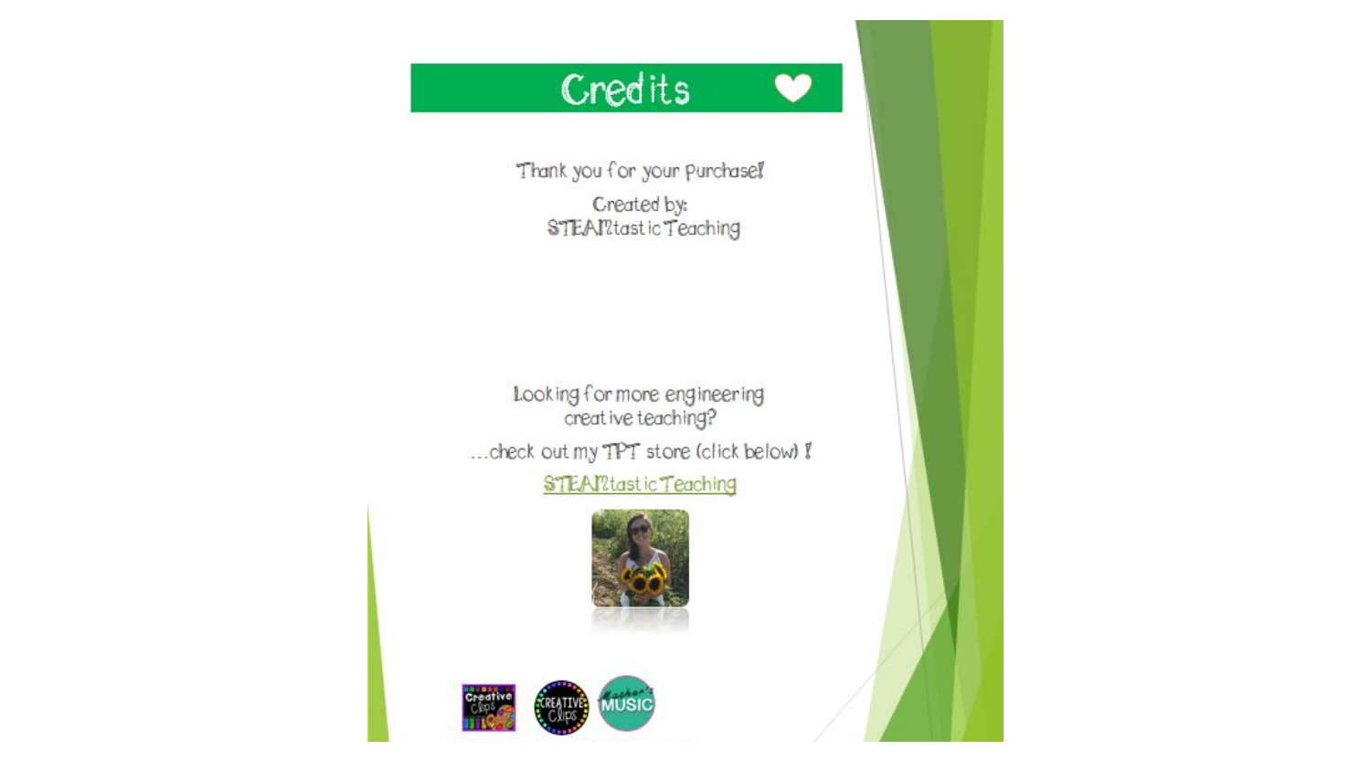# Credits ♥

Thank you for your purchase!

Created by:
STEAMtastic Teaching

Looking for more engineering creative teaching?

...check out my TPT store (click below) !

STEAMtastic Teaching